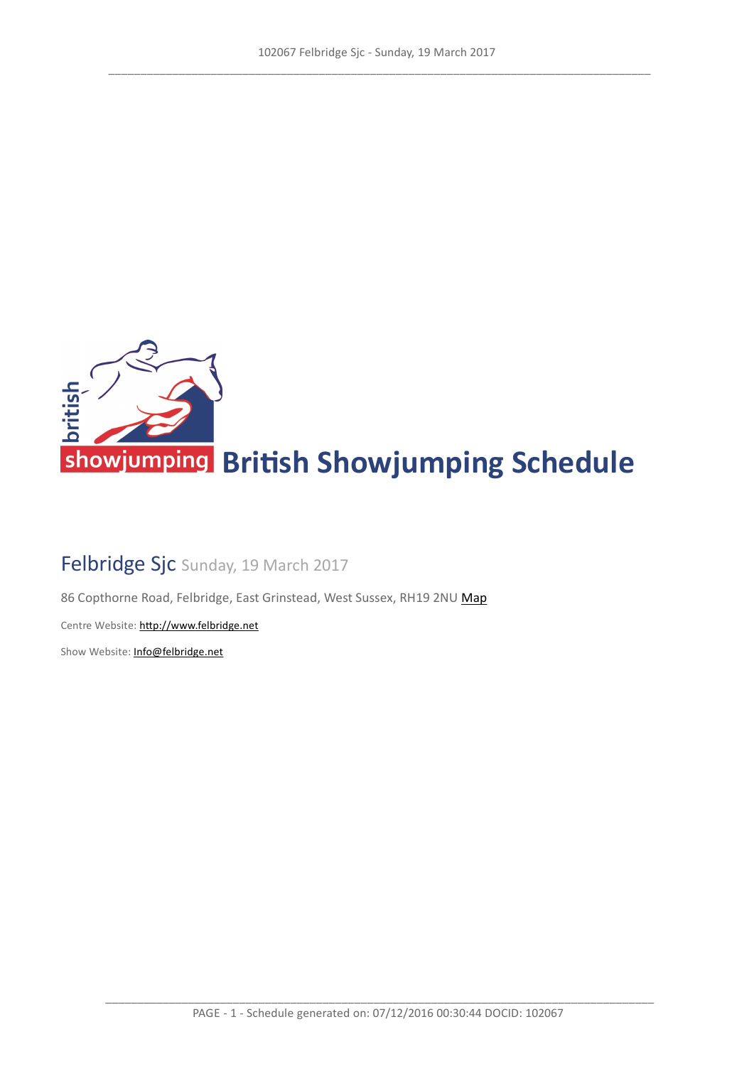# British Showjumping Schedule

## Felbridge Sjc Sunday, 19 March 2017

86 Copthorne Road, Felbridge, East Grinstead, West Sussex, RH19 2NU Map

Centre Website: http://www.felbridge.net

Show Website: Info@felbridge.net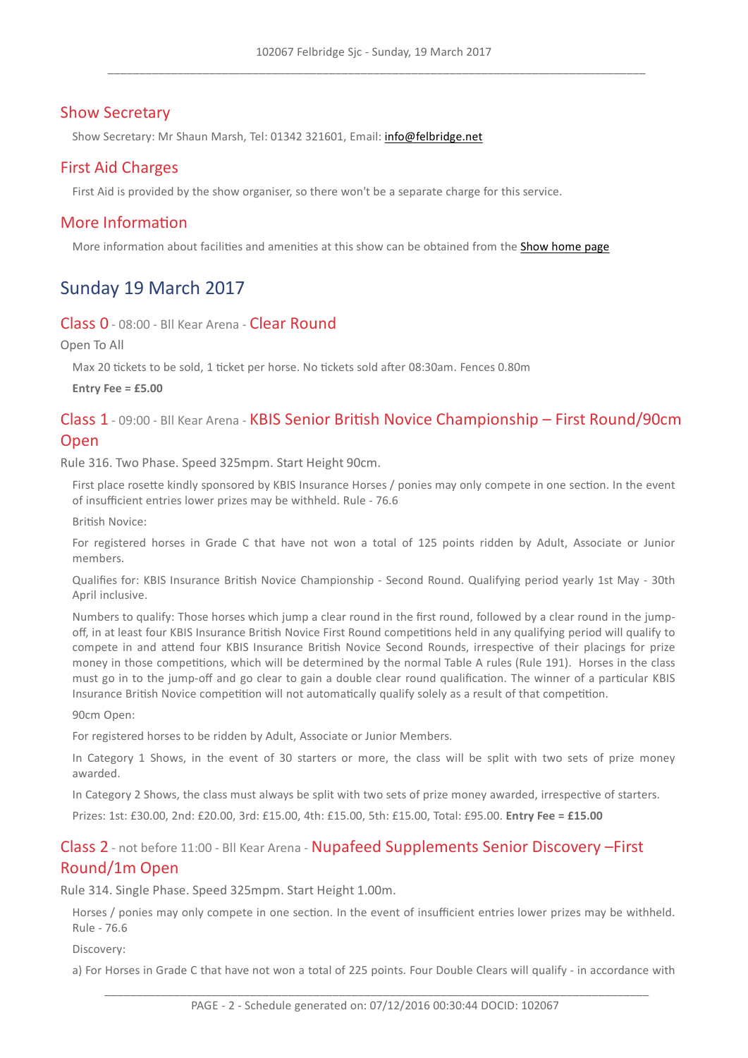## Show Secretary

Show Secretary: Mr Shaun Marsh, Tel: 01342 321601, Email: info@felbridge.net

## First Aid Charges

First Aid is provided by the show organiser, so there won't be a separate charge for this service.

## More Information

More information about facilities and amenities at this show can be obtained from the Show home page

# Sunday 19 March 2017

### Class 0 - 08:00 - Bll Kear Arena - Clear Round

Open To All

Max 20 tickets to be sold, 1 ticket per horse. No tickets sold after 08:30am. Fences 0.80m

**Entry Fee = £5.00**

### Class 1 - 09:00 - Bll Kear Arena - KBIS Senior British Novice Championship – First Round/90cm Open

Rule 316. Two Phase. Speed 325mpm. Start Height 90cm.

First place rosette kindly sponsored by KBIS Insurance Horses / ponies may only compete in one section. In the event of insufficient entries lower prizes may be withheld. Rule - 76.6

British Novice:

For registered horses in Grade C that have not won a total of 125 points ridden by Adult, Associate or Junior members.

Qualifies for: KBIS Insurance British Novice Championship - Second Round. Qualifying period yearly 1st May - 30th April inclusive.

Numbers to qualify: Those horses which jump a clear round in the first round, followed by a clear round in the jump-off, in at least four KBIS Insurance British Novice First Round competitions held in any qualifying period will qualify to compete in and attend four KBIS Insurance British Novice Second Rounds, irrespective of their placings for prize money in those competitions, which will be determined by the normal Table A rules (Rule 191). Horses in the class must go in to the jump-off and go clear to gain a double clear round qualification. The winner of a particular KBIS Insurance British Novice competition will not automatically qualify solely as a result of that competition.

90cm Open:

For registered horses to be ridden by Adult, Associate or Junior Members.

In Category 1 Shows, in the event of 30 starters or more, the class will be split with two sets of prize money awarded.

In Category 2 Shows, the class must always be split with two sets of prize money awarded, irrespective of starters.

Prizes: 1st: £30.00, 2nd: £20.00, 3rd: £15.00, 4th: £15.00, 5th: £15.00, Total: £95.00. **Entry Fee = £15.00**

### Class 2 - not before 11:00 - Bll Kear Arena - Nupafeed Supplements Senior Discovery –First Round/1m Open

Rule 314. Single Phase. Speed 325mpm. Start Height 1.00m.

Horses / ponies may only compete in one section. In the event of insufficient entries lower prizes may be withheld. Rule - 76.6

Discovery:

a) For Horses in Grade C that have not won a total of 225 points. Four Double Clears will qualify - in accordance with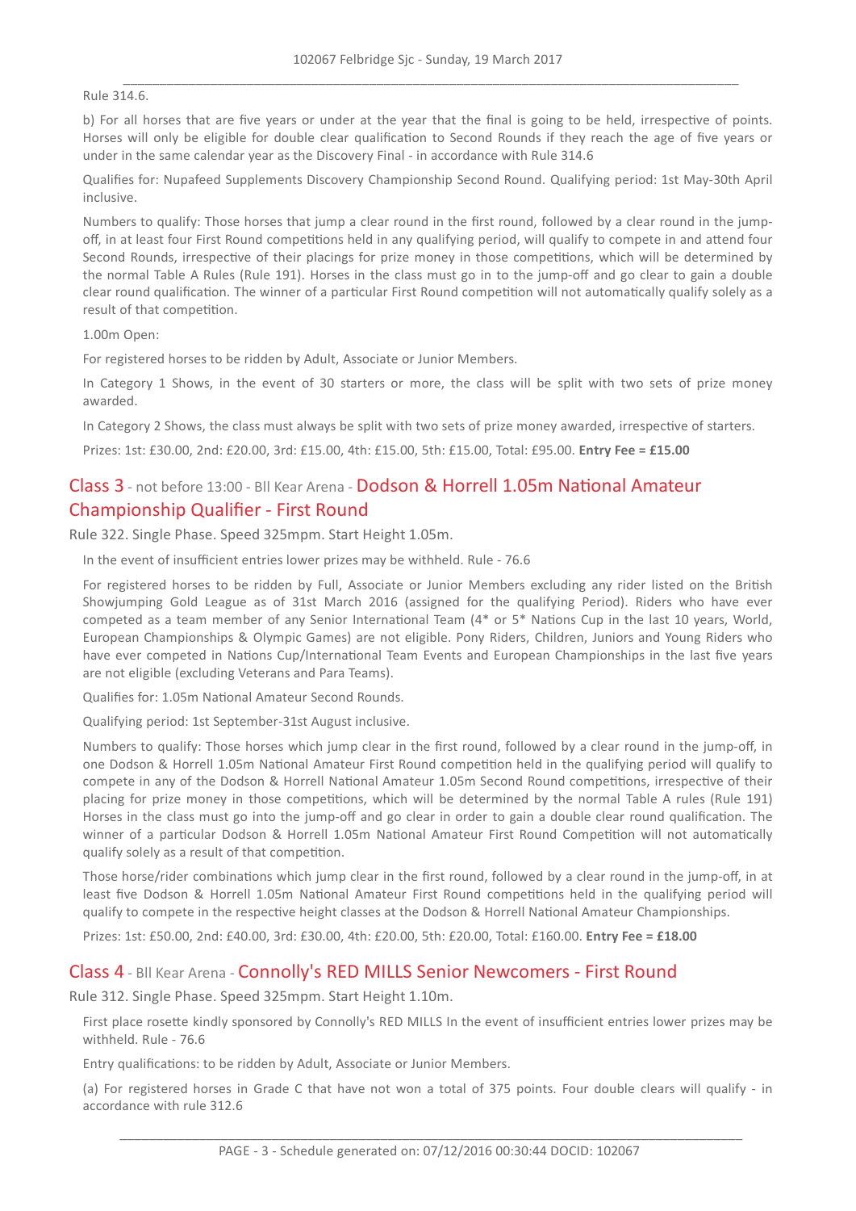Rule 314.6.

b) For all horses that are five years or under at the year that the final is going to be held, irrespective of points. Horses will only be eligible for double clear qualification to Second Rounds if they reach the age of five years or under in the same calendar year as the Discovery Final - in accordance with Rule 314.6

Qualifies for: Nupafeed Supplements Discovery Championship Second Round. Qualifying period: 1st May-30th April inclusive.

Numbers to qualify: Those horses that jump a clear round in the first round, followed by a clear round in the jump-off, in at least four First Round competitions held in any qualifying period, will qualify to compete in and attend four Second Rounds, irrespective of their placings for prize money in those competitions, which will be determined by the normal Table A Rules (Rule 191). Horses in the class must go in to the jump-off and go clear to gain a double clear round qualification. The winner of a particular First Round competition will not automatically qualify solely as a result of that competition.

1.00m Open:

For registered horses to be ridden by Adult, Associate or Junior Members.

In Category 1 Shows, in the event of 30 starters or more, the class will be split with two sets of prize money awarded.

In Category 2 Shows, the class must always be split with two sets of prize money awarded, irrespective of starters.

Prizes: 1st: £30.00, 2nd: £20.00, 3rd: £15.00, 4th: £15.00, 5th: £15.00, Total: £95.00. **Entry Fee = £15.00**

## Class 3 - not before 13:00 - Bll Kear Arena - Dodson & Horrell 1.05m National Amateur Championship Qualifier - First Round

Rule 322. Single Phase. Speed 325mpm. Start Height 1.05m.

In the event of insufficient entries lower prizes may be withheld. Rule - 76.6

For registered horses to be ridden by Full, Associate or Junior Members excluding any rider listed on the British Showjumping Gold League as of 31st March 2016 (assigned for the qualifying Period). Riders who have ever competed as a team member of any Senior International Team (4* or 5* Nations Cup in the last 10 years, World, European Championships & Olympic Games) are not eligible. Pony Riders, Children, Juniors and Young Riders who have ever competed in Nations Cup/International Team Events and European Championships in the last five years are not eligible (excluding Veterans and Para Teams).

Qualifies for: 1.05m National Amateur Second Rounds.

Qualifying period: 1st September-31st August inclusive.

Numbers to qualify: Those horses which jump clear in the first round, followed by a clear round in the jump-off, in one Dodson & Horrell 1.05m National Amateur First Round competition held in the qualifying period will qualify to compete in any of the Dodson & Horrell National Amateur 1.05m Second Round competitions, irrespective of their placing for prize money in those competitions, which will be determined by the normal Table A rules (Rule 191) Horses in the class must go into the jump-off and go clear in order to gain a double clear round qualification. The winner of a particular Dodson & Horrell 1.05m National Amateur First Round Competition will not automatically qualify solely as a result of that competition.

Those horse/rider combinations which jump clear in the first round, followed by a clear round in the jump-off, in at least five Dodson & Horrell 1.05m National Amateur First Round competitions held in the qualifying period will qualify to compete in the respective height classes at the Dodson & Horrell National Amateur Championships.

Prizes: 1st: £50.00, 2nd: £40.00, 3rd: £30.00, 4th: £20.00, 5th: £20.00, Total: £160.00. **Entry Fee = £18.00**

## Class 4 - Bll Kear Arena - Connolly's RED MILLS Senior Newcomers - First Round

Rule 312. Single Phase. Speed 325mpm. Start Height 1.10m.

First place rosette kindly sponsored by Connolly's RED MILLS In the event of insufficient entries lower prizes may be withheld. Rule - 76.6

Entry qualifications: to be ridden by Adult, Associate or Junior Members.

(a) For registered horses in Grade C that have not won a total of 375 points. Four double clears will qualify - in accordance with rule 312.6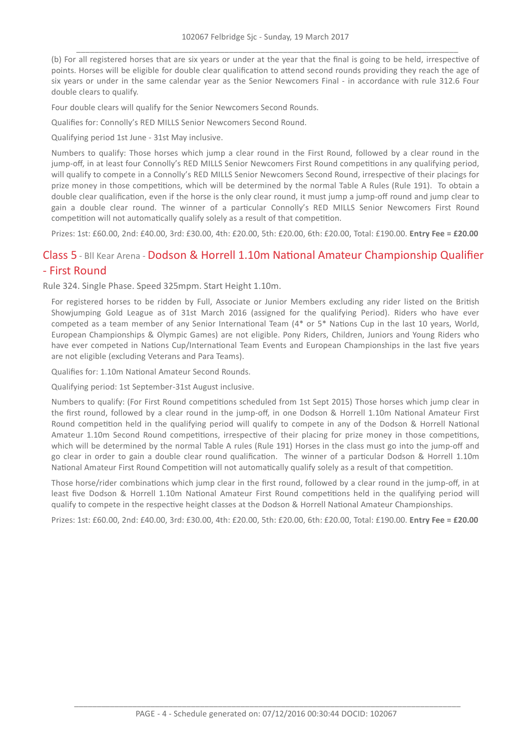(b) For all registered horses that are six years or under at the year that the final is going to be held, irrespective of points. Horses will be eligible for double clear qualification to attend second rounds providing they reach the age of six years or under in the same calendar year as the Senior Newcomers Final - in accordance with rule 312.6 Four double clears to qualify.

Four double clears will qualify for the Senior Newcomers Second Rounds.

Qualifies for: Connolly's RED MILLS Senior Newcomers Second Round.

Qualifying period 1st June - 31st May inclusive.

Numbers to qualify: Those horses which jump a clear round in the First Round, followed by a clear round in the jump-off, in at least four Connolly's RED MILLS Senior Newcomers First Round competitions in any qualifying period, will qualify to compete in a Connolly's RED MILLS Senior Newcomers Second Round, irrespective of their placings for prize money in those competitions, which will be determined by the normal Table A Rules (Rule 191). To obtain a double clear qualification, even if the horse is the only clear round, it must jump a jump-off round and jump clear to gain a double clear round. The winner of a particular Connolly's RED MILLS Senior Newcomers First Round competition will not automatically qualify solely as a result of that competition.

Prizes: 1st: £60.00, 2nd: £40.00, 3rd: £30.00, 4th: £20.00, 5th: £20.00, 6th: £20.00, Total: £190.00. **Entry Fee = £20.00**

## Class 5 - Bll Kear Arena - Dodson & Horrell 1.10m National Amateur Championship Qualifier - First Round

Rule 324. Single Phase. Speed 325mpm. Start Height 1.10m.

For registered horses to be ridden by Full, Associate or Junior Members excluding any rider listed on the British Showjumping Gold League as of 31st March 2016 (assigned for the qualifying Period). Riders who have ever competed as a team member of any Senior International Team (4* or 5* Nations Cup in the last 10 years, World, European Championships & Olympic Games) are not eligible. Pony Riders, Children, Juniors and Young Riders who have ever competed in Nations Cup/International Team Events and European Championships in the last five years are not eligible (excluding Veterans and Para Teams).

Qualifies for: 1.10m National Amateur Second Rounds.

Qualifying period: 1st September-31st August inclusive.

Numbers to qualify: (For First Round competitions scheduled from 1st Sept 2015) Those horses which jump clear in the first round, followed by a clear round in the jump-off, in one Dodson & Horrell 1.10m National Amateur First Round competition held in the qualifying period will qualify to compete in any of the Dodson & Horrell National Amateur 1.10m Second Round competitions, irrespective of their placing for prize money in those competitions, which will be determined by the normal Table A rules (Rule 191) Horses in the class must go into the jump-off and go clear in order to gain a double clear round qualification. The winner of a particular Dodson & Horrell 1.10m National Amateur First Round Competition will not automatically qualify solely as a result of that competition.

Those horse/rider combinations which jump clear in the first round, followed by a clear round in the jump-off, in at least five Dodson & Horrell 1.10m National Amateur First Round competitions held in the qualifying period will qualify to compete in the respective height classes at the Dodson & Horrell National Amateur Championships.

Prizes: 1st: £60.00, 2nd: £40.00, 3rd: £30.00, 4th: £20.00, 5th: £20.00, 6th: £20.00, Total: £190.00. **Entry Fee = £20.00**